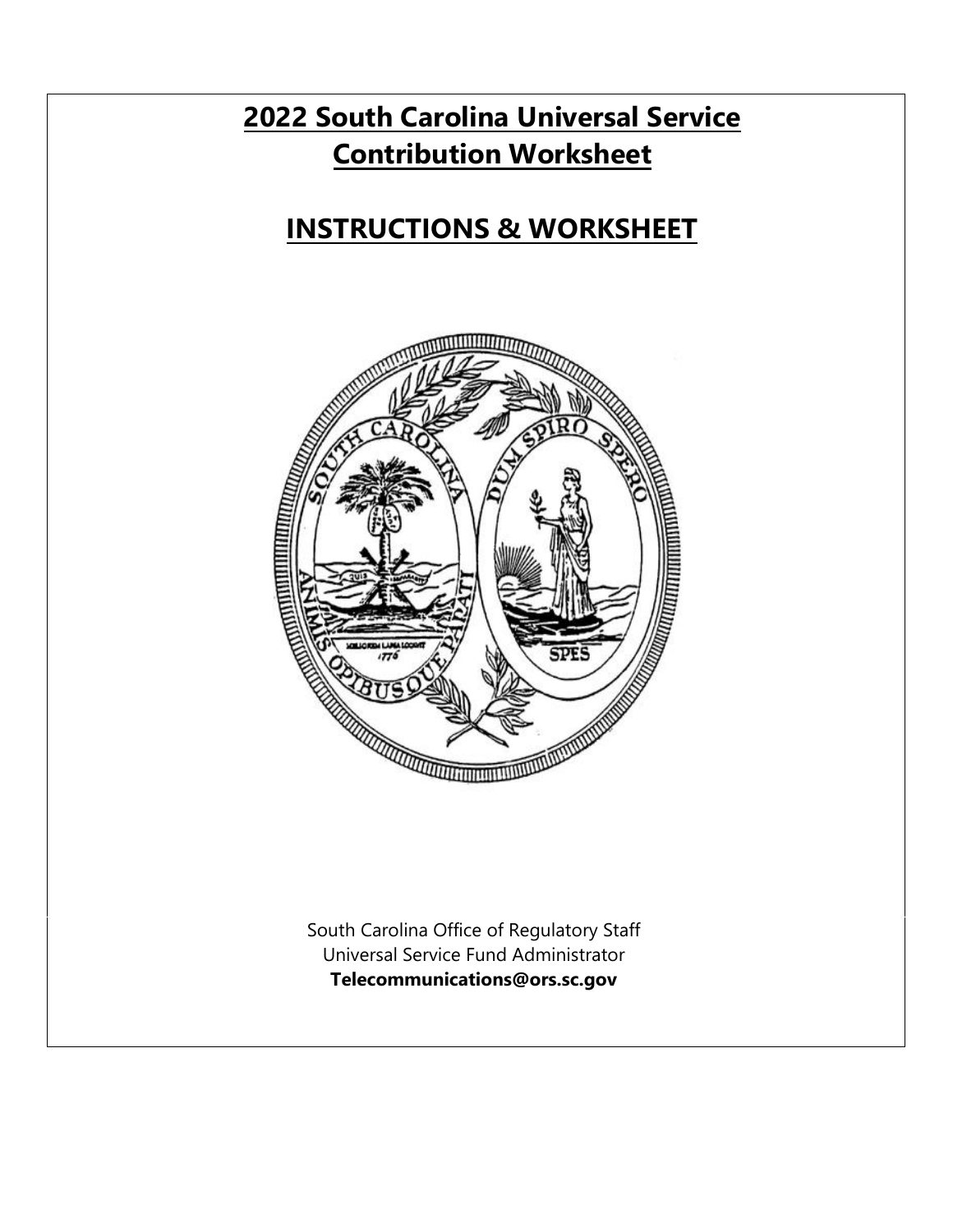# 2022 South Carolina Universal Service Contribution Worksheet

## INSTRUCTIONS & WORKSHEET

South Carolina Office of Regulatory Staff
Universal Service Fund Administrator
**Telecommunications@ors.sc.gov**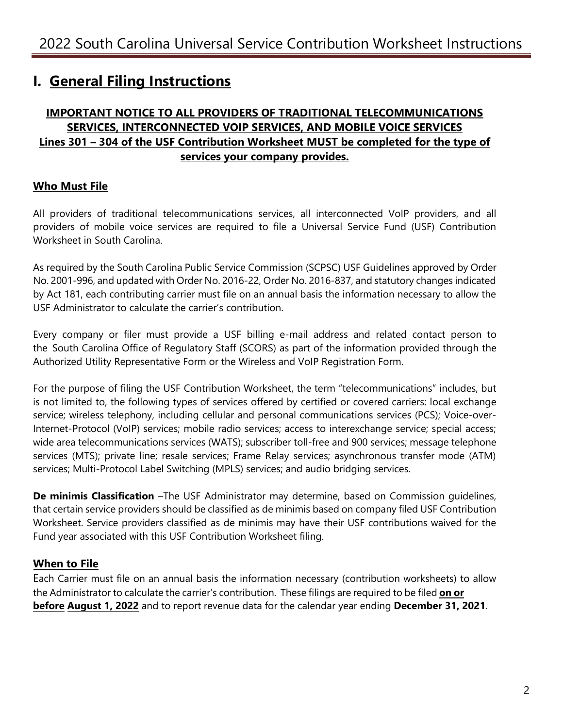# I. General Filing Instructions

**IMPORTANT NOTICE TO ALL PROVIDERS OF TRADITIONAL TELECOMMUNICATIONS SERVICES, INTERCONNECTED VOIP SERVICES, AND MOBILE VOICE SERVICES**
**Lines 301 – 304 of the USF Contribution Worksheet MUST be completed for the type of services your company provides.**

## Who Must File

All providers of traditional telecommunications services, all interconnected VoIP providers, and all providers of mobile voice services are required to file a Universal Service Fund (USF) Contribution Worksheet in South Carolina.

As required by the South Carolina Public Service Commission (SCPSC) USF Guidelines approved by Order No. 2001-996, and updated with Order No. 2016-22, Order No. 2016-837, and statutory changes indicated by Act 181, each contributing carrier must file on an annual basis the information necessary to allow the USF Administrator to calculate the carrier's contribution.

Every company or filer must provide a USF billing e-mail address and related contact person to the South Carolina Office of Regulatory Staff (SCORS) as part of the information provided through the Authorized Utility Representative Form or the Wireless and VoIP Registration Form.

For the purpose of filing the USF Contribution Worksheet, the term "telecommunications" includes, but is not limited to, the following types of services offered by certified or covered carriers: local exchange service; wireless telephony, including cellular and personal communications services (PCS); Voice-over-Internet-Protocol (VoIP) services; mobile radio services; access to interexchange service; special access; wide area telecommunications services (WATS); subscriber toll-free and 900 services; message telephone services (MTS); private line; resale services; Frame Relay services; asynchronous transfer mode (ATM) services; Multi-Protocol Label Switching (MPLS) services; and audio bridging services.

**De minimis Classification** –The USF Administrator may determine, based on Commission guidelines, that certain service providers should be classified as de minimis based on company filed USF Contribution Worksheet. Service providers classified as de minimis may have their USF contributions waived for the Fund year associated with this USF Contribution Worksheet filing.

## When to File

Each Carrier must file on an annual basis the information necessary (contribution worksheets) to allow the Administrator to calculate the carrier's contribution. These filings are required to be filed **on or before** **August 1, 2022** and to report revenue data for the calendar year ending **December 31, 2021**.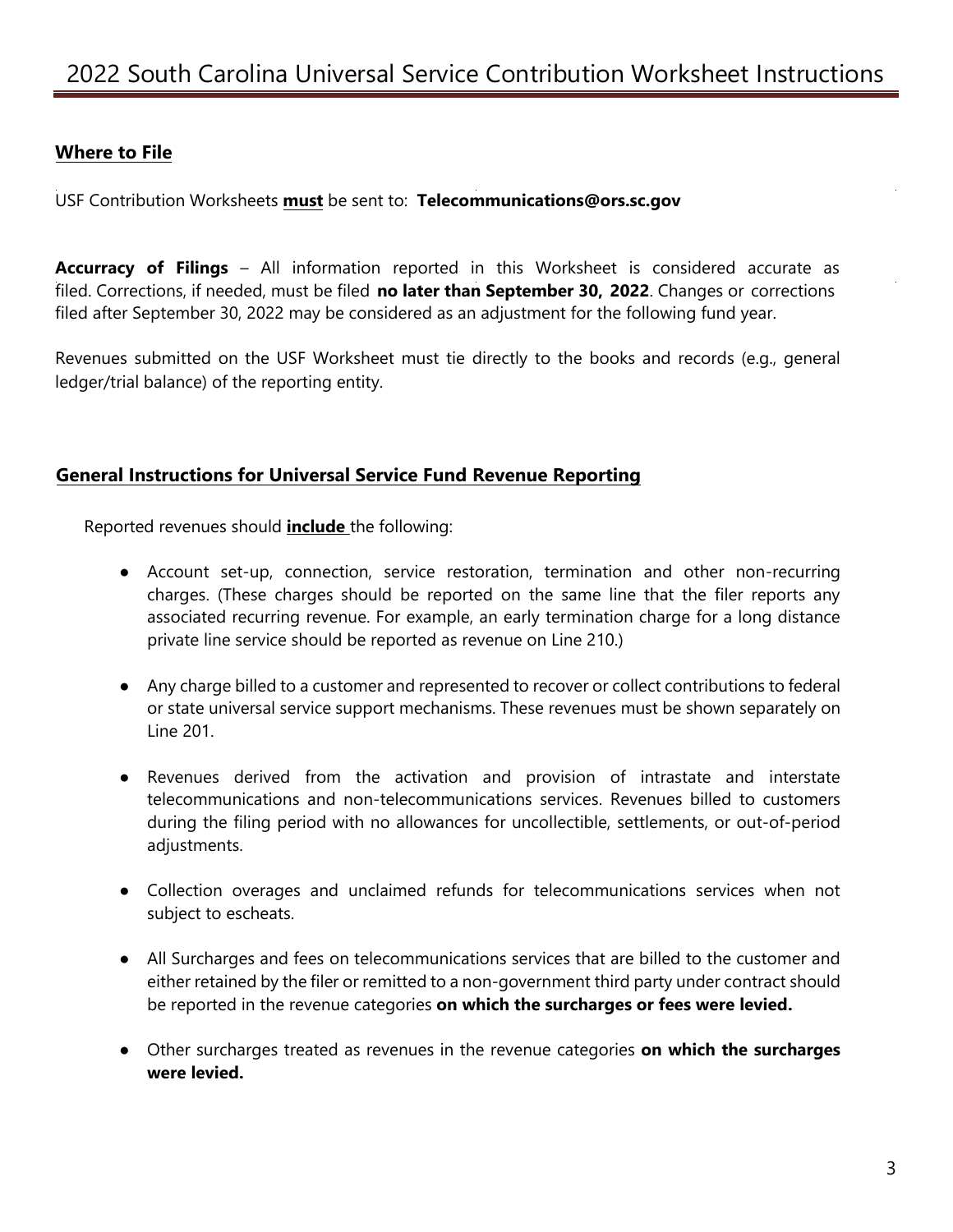## Where to File

USF Contribution Worksheets **must** be sent to: **Telecommunications@ors.sc.gov**

**Accurracy of Filings** – All information reported in this Worksheet is considered accurate as filed. Corrections, if needed, must be filed **no later than September 30, 2022**. Changes or corrections filed after September 30, 2022 may be considered as an adjustment for the following fund year.

Revenues submitted on the USF Worksheet must tie directly to the books and records (e.g., general ledger/trial balance) of the reporting entity.

## General Instructions for Universal Service Fund Revenue Reporting

Reported revenues should **include** the following:

- Account set-up, connection, service restoration, termination and other non-recurring charges. (These charges should be reported on the same line that the filer reports any associated recurring revenue. For example, an early termination charge for a long distance private line service should be reported as revenue on Line 210.)
- Any charge billed to a customer and represented to recover or collect contributions to federal or state universal service support mechanisms. These revenues must be shown separately on Line 201.
- Revenues derived from the activation and provision of intrastate and interstate telecommunications and non-telecommunications services. Revenues billed to customers during the filing period with no allowances for uncollectible, settlements, or out-of-period adjustments.
- Collection overages and unclaimed refunds for telecommunications services when not subject to escheats.
- All Surcharges and fees on telecommunications services that are billed to the customer and either retained by the filer or remitted to a non-government third party under contract should be reported in the revenue categories **on which the surcharges or fees were levied.**
- Other surcharges treated as revenues in the revenue categories **on which the surcharges were levied.**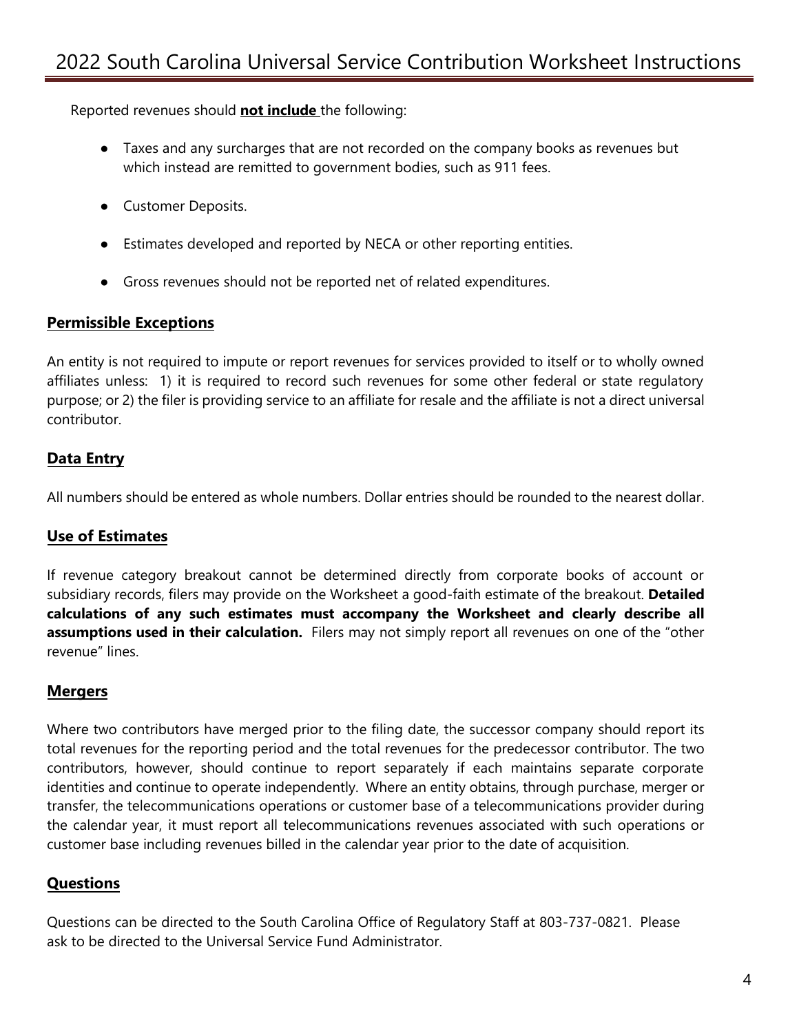Reported revenues should **not include** the following:

- Taxes and any surcharges that are not recorded on the company books as revenues but which instead are remitted to government bodies, such as 911 fees.
- Customer Deposits.
- Estimates developed and reported by NECA or other reporting entities.
- Gross revenues should not be reported net of related expenditures.

## Permissible Exceptions

An entity is not required to impute or report revenues for services provided to itself or to wholly owned affiliates unless: 1) it is required to record such revenues for some other federal or state regulatory purpose; or 2) the filer is providing service to an affiliate for resale and the affiliate is not a direct universal contributor.

## Data Entry

All numbers should be entered as whole numbers. Dollar entries should be rounded to the nearest dollar.

## Use of Estimates

If revenue category breakout cannot be determined directly from corporate books of account or subsidiary records, filers may provide on the Worksheet a good-faith estimate of the breakout. **Detailed calculations of any such estimates must accompany the Worksheet and clearly describe all assumptions used in their calculation.** Filers may not simply report all revenues on one of the "other revenue" lines.

## Mergers

Where two contributors have merged prior to the filing date, the successor company should report its total revenues for the reporting period and the total revenues for the predecessor contributor. The two contributors, however, should continue to report separately if each maintains separate corporate identities and continue to operate independently. Where an entity obtains, through purchase, merger or transfer, the telecommunications operations or customer base of a telecommunications provider during the calendar year, it must report all telecommunications revenues associated with such operations or customer base including revenues billed in the calendar year prior to the date of acquisition.

## Questions

Questions can be directed to the South Carolina Office of Regulatory Staff at 803-737-0821. Please ask to be directed to the Universal Service Fund Administrator.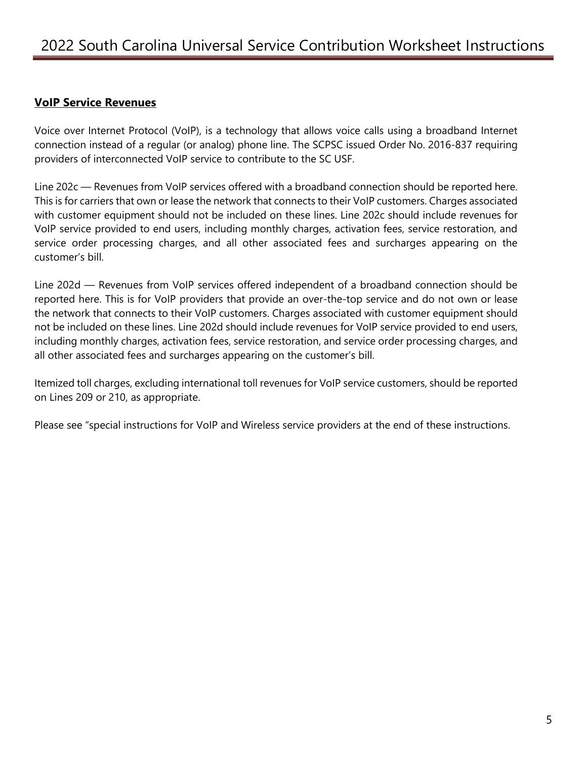## VoIP Service Revenues

Voice over Internet Protocol (VoIP), is a technology that allows voice calls using a broadband Internet connection instead of a regular (or analog) phone line. The SCPSC issued Order No. 2016-837 requiring providers of interconnected VoIP service to contribute to the SC USF.

Line 202c — Revenues from VoIP services offered with a broadband connection should be reported here. This is for carriers that own or lease the network that connects to their VoIP customers. Charges associated with customer equipment should not be included on these lines. Line 202c should include revenues for VoIP service provided to end users, including monthly charges, activation fees, service restoration, and service order processing charges, and all other associated fees and surcharges appearing on the customer's bill.

Line 202d — Revenues from VoIP services offered independent of a broadband connection should be reported here. This is for VoIP providers that provide an over-the-top service and do not own or lease the network that connects to their VoIP customers. Charges associated with customer equipment should not be included on these lines. Line 202d should include revenues for VoIP service provided to end users, including monthly charges, activation fees, service restoration, and service order processing charges, and all other associated fees and surcharges appearing on the customer's bill.

Itemized toll charges, excluding international toll revenues for VoIP service customers, should be reported on Lines 209 or 210, as appropriate.

Please see "special instructions for VoIP and Wireless service providers at the end of these instructions.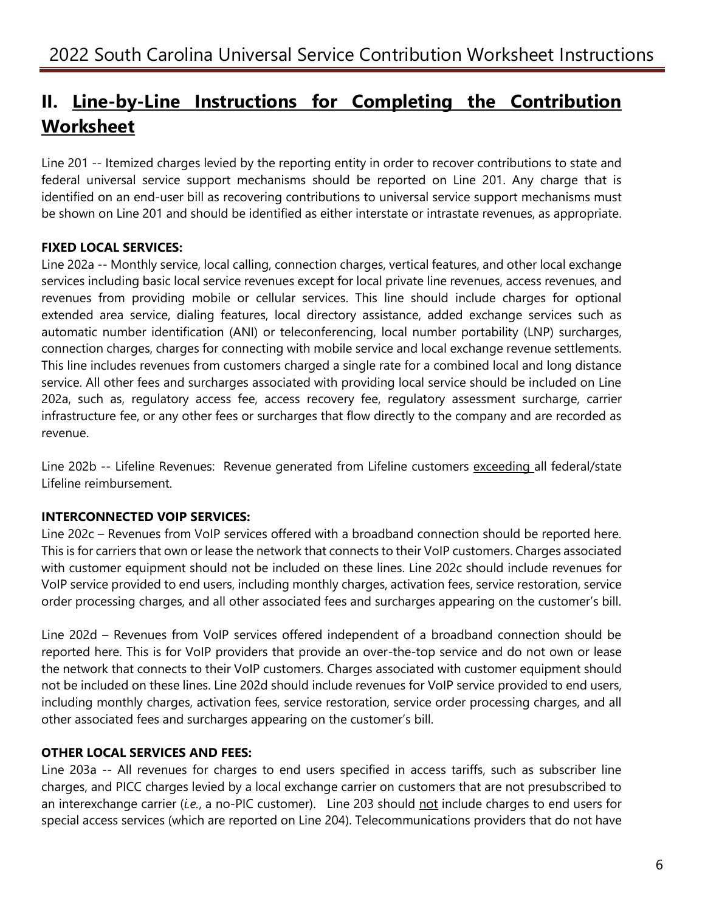## II. <u>Line-by-Line Instructions for Completing the Contribution Worksheet</u>

Line 201 -- Itemized charges levied by the reporting entity in order to recover contributions to state and federal universal service support mechanisms should be reported on Line 201. Any charge that is identified on an end-user bill as recovering contributions to universal service support mechanisms must be shown on Line 201 and should be identified as either interstate or intrastate revenues, as appropriate.

**FIXED LOCAL SERVICES:**

Line 202a -- Monthly service, local calling, connection charges, vertical features, and other local exchange services including basic local service revenues except for local private line revenues, access revenues, and revenues from providing mobile or cellular services. This line should include charges for optional extended area service, dialing features, local directory assistance, added exchange services such as automatic number identification (ANI) or teleconferencing, local number portability (LNP) surcharges, connection charges, charges for connecting with mobile service and local exchange revenue settlements. This line includes revenues from customers charged a single rate for a combined local and long distance service. All other fees and surcharges associated with providing local service should be included on Line 202a, such as, regulatory access fee, access recovery fee, regulatory assessment surcharge, carrier infrastructure fee, or any other fees or surcharges that flow directly to the company and are recorded as revenue.

Line 202b -- Lifeline Revenues: Revenue generated from Lifeline customers <u>exceeding</u> all federal/state Lifeline reimbursement.

**INTERCONNECTED VOIP SERVICES:**

Line 202c – Revenues from VoIP services offered with a broadband connection should be reported here. This is for carriers that own or lease the network that connects to their VoIP customers. Charges associated with customer equipment should not be included on these lines. Line 202c should include revenues for VoIP service provided to end users, including monthly charges, activation fees, service restoration, service order processing charges, and all other associated fees and surcharges appearing on the customer's bill.

Line 202d – Revenues from VoIP services offered independent of a broadband connection should be reported here. This is for VoIP providers that provide an over-the-top service and do not own or lease the network that connects to their VoIP customers. Charges associated with customer equipment should not be included on these lines. Line 202d should include revenues for VoIP service provided to end users, including monthly charges, activation fees, service restoration, service order processing charges, and all other associated fees and surcharges appearing on the customer's bill.

**OTHER LOCAL SERVICES AND FEES:**

Line 203a -- All revenues for charges to end users specified in access tariffs, such as subscriber line charges, and PICC charges levied by a local exchange carrier on customers that are not presubscribed to an interexchange carrier (*i.e.*, a no-PIC customer). Line 203 should <u>not</u> include charges to end users for special access services (which are reported on Line 204). Telecommunications providers that do not have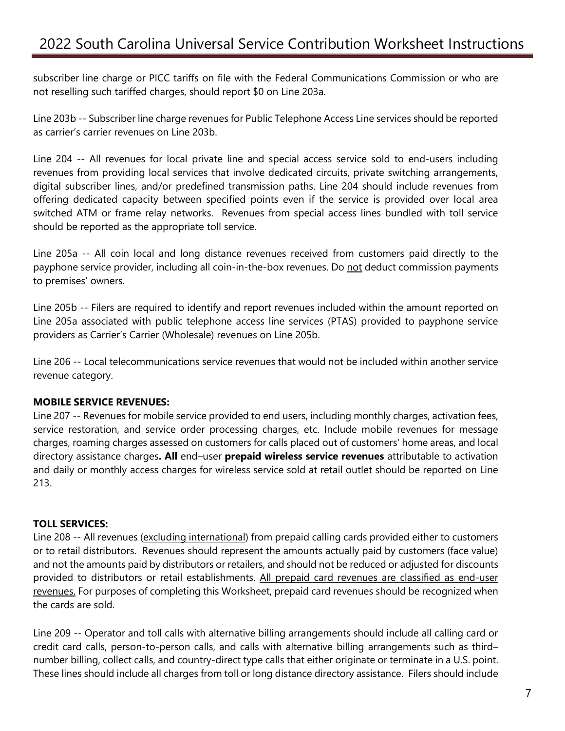subscriber line charge or PICC tariffs on file with the Federal Communications Commission or who are not reselling such tariffed charges, should report $0 on Line 203a.

Line 203b -- Subscriber line charge revenues for Public Telephone Access Line services should be reported as carrier's carrier revenues on Line 203b.

Line 204 -- All revenues for local private line and special access service sold to end-users including revenues from providing local services that involve dedicated circuits, private switching arrangements, digital subscriber lines, and/or predefined transmission paths. Line 204 should include revenues from offering dedicated capacity between specified points even if the service is provided over local area switched ATM or frame relay networks. Revenues from special access lines bundled with toll service should be reported as the appropriate toll service.

Line 205a -- All coin local and long distance revenues received from customers paid directly to the payphone service provider, including all coin-in-the-box revenues. Do not deduct commission payments to premises' owners.

Line 205b -- Filers are required to identify and report revenues included within the amount reported on Line 205a associated with public telephone access line services (PTAS) provided to payphone service providers as Carrier's Carrier (Wholesale) revenues on Line 205b.

Line 206 -- Local telecommunications service revenues that would not be included within another service revenue category.

**MOBILE SERVICE REVENUES:**

Line 207 -- Revenues for mobile service provided to end users, including monthly charges, activation fees, service restoration, and service order processing charges, etc. Include mobile revenues for message charges, roaming charges assessed on customers for calls placed out of customers' home areas, and local directory assistance charges**. All** end–user **prepaid wireless service revenues** attributable to activation and daily or monthly access charges for wireless service sold at retail outlet should be reported on Line 213.

**TOLL SERVICES:**

Line 208 -- All revenues (excluding international) from prepaid calling cards provided either to customers or to retail distributors. Revenues should represent the amounts actually paid by customers (face value) and not the amounts paid by distributors or retailers, and should not be reduced or adjusted for discounts provided to distributors or retail establishments. All prepaid card revenues are classified as end-user revenues. For purposes of completing this Worksheet, prepaid card revenues should be recognized when the cards are sold.

Line 209 -- Operator and toll calls with alternative billing arrangements should include all calling card or credit card calls, person-to-person calls, and calls with alternative billing arrangements such as third–number billing, collect calls, and country-direct type calls that either originate or terminate in a U.S. point. These lines should include all charges from toll or long distance directory assistance. Filers should include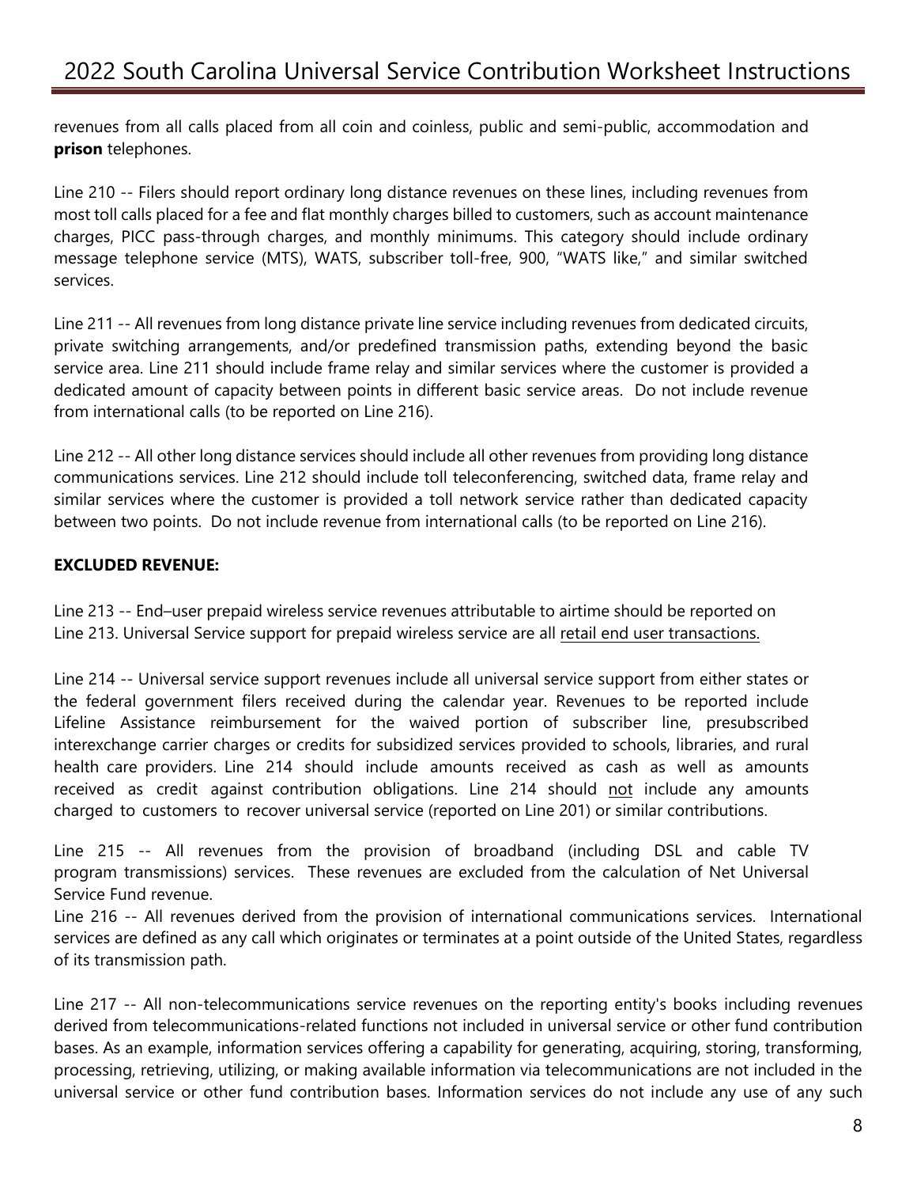revenues from all calls placed from all coin and coinless, public and semi-public, accommodation and **prison** telephones.

Line 210 -- Filers should report ordinary long distance revenues on these lines, including revenues from most toll calls placed for a fee and flat monthly charges billed to customers, such as account maintenance charges, PICC pass-through charges, and monthly minimums. This category should include ordinary message telephone service (MTS), WATS, subscriber toll-free, 900, "WATS like," and similar switched services.

Line 211 -- All revenues from long distance private line service including revenues from dedicated circuits, private switching arrangements, and/or predefined transmission paths, extending beyond the basic service area. Line 211 should include frame relay and similar services where the customer is provided a dedicated amount of capacity between points in different basic service areas. Do not include revenue from international calls (to be reported on Line 216).

Line 212 -- All other long distance services should include all other revenues from providing long distance communications services. Line 212 should include toll teleconferencing, switched data, frame relay and similar services where the customer is provided a toll network service rather than dedicated capacity between two points. Do not include revenue from international calls (to be reported on Line 216).

**EXCLUDED REVENUE:**

Line 213 -- End–user prepaid wireless service revenues attributable to airtime should be reported on Line 213. Universal Service support for prepaid wireless service are all <u>retail end user transactions.</u>

Line 214 -- Universal service support revenues include all universal service support from either states or the federal government filers received during the calendar year. Revenues to be reported include Lifeline Assistance reimbursement for the waived portion of subscriber line, presubscribed interexchange carrier charges or credits for subsidized services provided to schools, libraries, and rural health care providers. Line 214 should include amounts received as cash as well as amounts received as credit against contribution obligations. Line 214 should <u>not</u> include any amounts charged to customers to recover universal service (reported on Line 201) or similar contributions.

Line 215 -- All revenues from the provision of broadband (including DSL and cable TV program transmissions) services. These revenues are excluded from the calculation of Net Universal Service Fund revenue.

Line 216 -- All revenues derived from the provision of international communications services. International services are defined as any call which originates or terminates at a point outside of the United States, regardless of its transmission path.

Line 217 -- All non-telecommunications service revenues on the reporting entity's books including revenues derived from telecommunications-related functions not included in universal service or other fund contribution bases. As an example, information services offering a capability for generating, acquiring, storing, transforming, processing, retrieving, utilizing, or making available information via telecommunications are not included in the universal service or other fund contribution bases. Information services do not include any use of any such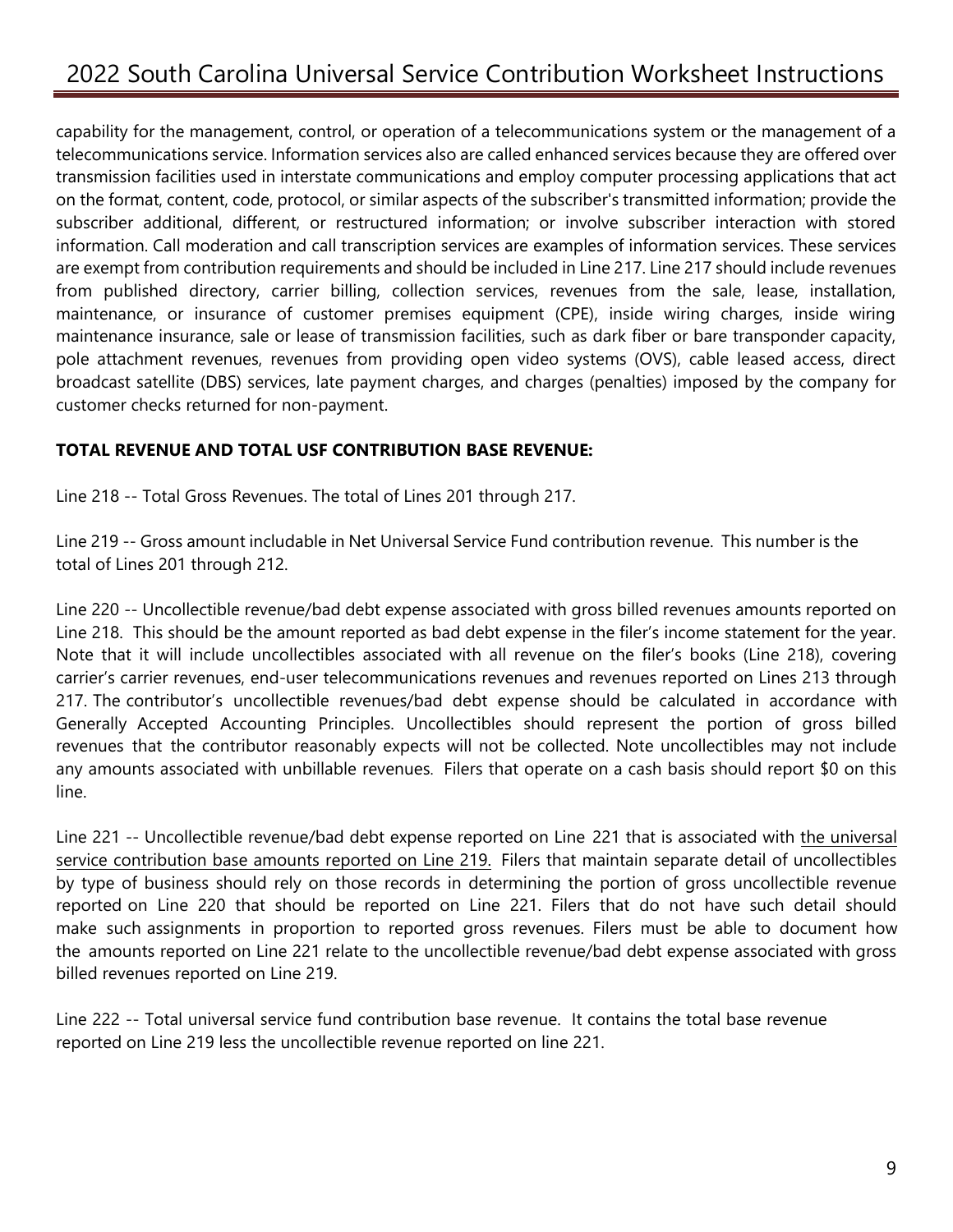capability for the management, control, or operation of a telecommunications system or the management of a telecommunications service. Information services also are called enhanced services because they are offered over transmission facilities used in interstate communications and employ computer processing applications that act on the format, content, code, protocol, or similar aspects of the subscriber's transmitted information; provide the subscriber additional, different, or restructured information; or involve subscriber interaction with stored information. Call moderation and call transcription services are examples of information services. These services are exempt from contribution requirements and should be included in Line 217. Line 217 should include revenues from published directory, carrier billing, collection services, revenues from the sale, lease, installation, maintenance, or insurance of customer premises equipment (CPE), inside wiring charges, inside wiring maintenance insurance, sale or lease of transmission facilities, such as dark fiber or bare transponder capacity, pole attachment revenues, revenues from providing open video systems (OVS), cable leased access, direct broadcast satellite (DBS) services, late payment charges, and charges (penalties) imposed by the company for customer checks returned for non-payment.

**TOTAL REVENUE AND TOTAL USF CONTRIBUTION BASE REVENUE:**

Line 218 -- Total Gross Revenues. The total of Lines 201 through 217.

Line 219 -- Gross amount includable in Net Universal Service Fund contribution revenue. This number is the total of Lines 201 through 212.

Line 220 -- Uncollectible revenue/bad debt expense associated with gross billed revenues amounts reported on Line 218. This should be the amount reported as bad debt expense in the filer's income statement for the year. Note that it will include uncollectibles associated with all revenue on the filer's books (Line 218), covering carrier's carrier revenues, end-user telecommunications revenues and revenues reported on Lines 213 through 217. The contributor's uncollectible revenues/bad debt expense should be calculated in accordance with Generally Accepted Accounting Principles. Uncollectibles should represent the portion of gross billed revenues that the contributor reasonably expects will not be collected. Note uncollectibles may not include any amounts associated with unbillable revenues. Filers that operate on a cash basis should report $0 on this line.

Line 221 -- Uncollectible revenue/bad debt expense reported on Line 221 that is associated with <u>the universal service contribution base amounts reported on Line 219.</u> Filers that maintain separate detail of uncollectibles by type of business should rely on those records in determining the portion of gross uncollectible revenue reported on Line 220 that should be reported on Line 221. Filers that do not have such detail should make such assignments in proportion to reported gross revenues. Filers must be able to document how the amounts reported on Line 221 relate to the uncollectible revenue/bad debt expense associated with gross billed revenues reported on Line 219.

Line 222 -- Total universal service fund contribution base revenue. It contains the total base revenue reported on Line 219 less the uncollectible revenue reported on line 221.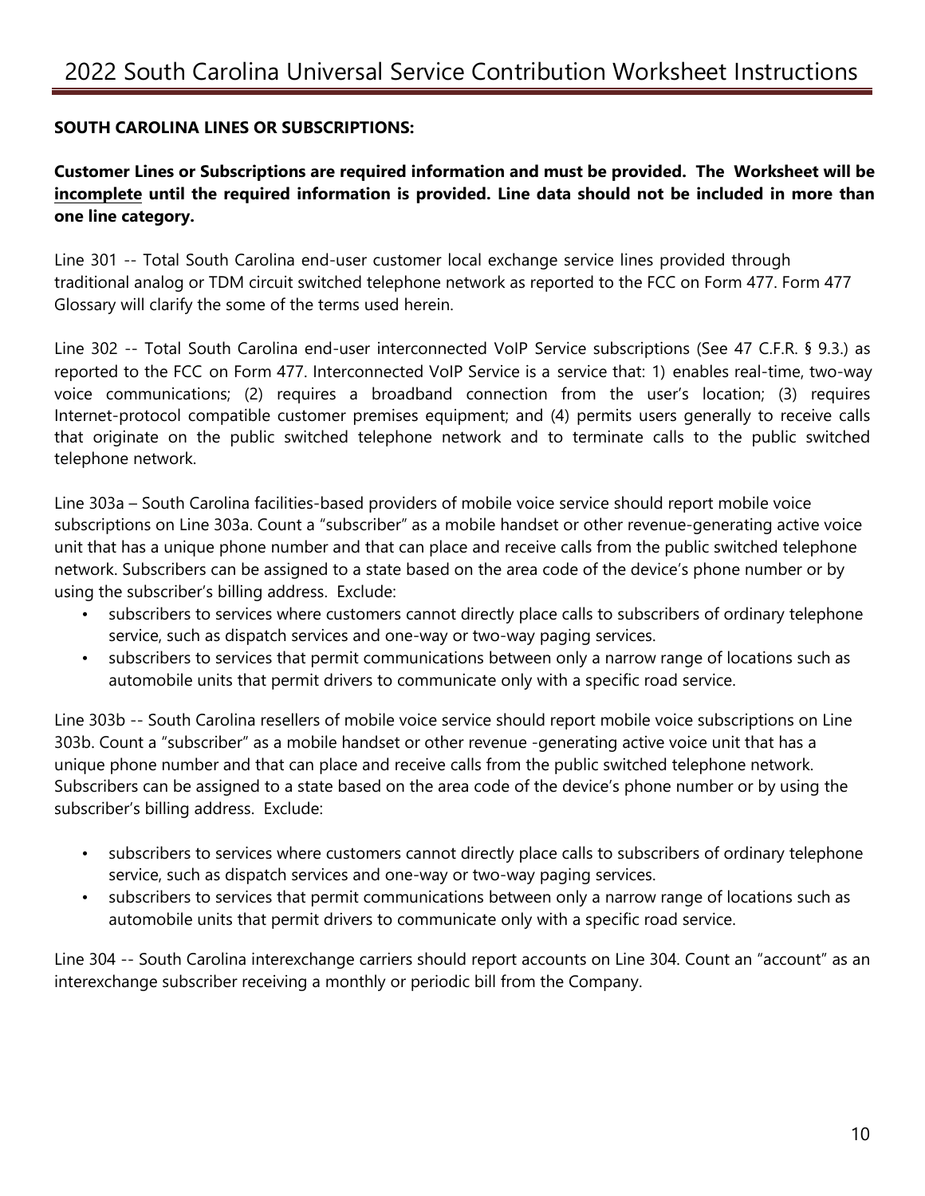**SOUTH CAROLINA LINES OR SUBSCRIPTIONS:**

**Customer Lines or Subscriptions are required information and must be provided. The Worksheet will be <u>incomplete</u> until the required information is provided. Line data should not be included in more than one line category.**

Line 301 -- Total South Carolina end-user customer local exchange service lines provided through traditional analog or TDM circuit switched telephone network as reported to the FCC on Form 477. Form 477 Glossary will clarify the some of the terms used herein.

Line 302 -- Total South Carolina end-user interconnected VoIP Service subscriptions (See 47 C.F.R. § 9.3.) as reported to the FCC on Form 477. Interconnected VoIP Service is a service that: 1) enables real-time, two-way voice communications; (2) requires a broadband connection from the user's location; (3) requires Internet-protocol compatible customer premises equipment; and (4) permits users generally to receive calls that originate on the public switched telephone network and to terminate calls to the public switched telephone network.

Line 303a – South Carolina facilities-based providers of mobile voice service should report mobile voice subscriptions on Line 303a. Count a "subscriber" as a mobile handset or other revenue-generating active voice unit that has a unique phone number and that can place and receive calls from the public switched telephone network. Subscribers can be assigned to a state based on the area code of the device's phone number or by using the subscriber's billing address. Exclude:

- subscribers to services where customers cannot directly place calls to subscribers of ordinary telephone service, such as dispatch services and one-way or two-way paging services.
- subscribers to services that permit communications between only a narrow range of locations such as automobile units that permit drivers to communicate only with a specific road service.

Line 303b -- South Carolina resellers of mobile voice service should report mobile voice subscriptions on Line 303b. Count a "subscriber" as a mobile handset or other revenue -generating active voice unit that has a unique phone number and that can place and receive calls from the public switched telephone network. Subscribers can be assigned to a state based on the area code of the device's phone number or by using the subscriber's billing address. Exclude:

- subscribers to services where customers cannot directly place calls to subscribers of ordinary telephone service, such as dispatch services and one-way or two-way paging services.
- subscribers to services that permit communications between only a narrow range of locations such as automobile units that permit drivers to communicate only with a specific road service.

Line 304 -- South Carolina interexchange carriers should report accounts on Line 304. Count an "account" as an interexchange subscriber receiving a monthly or periodic bill from the Company.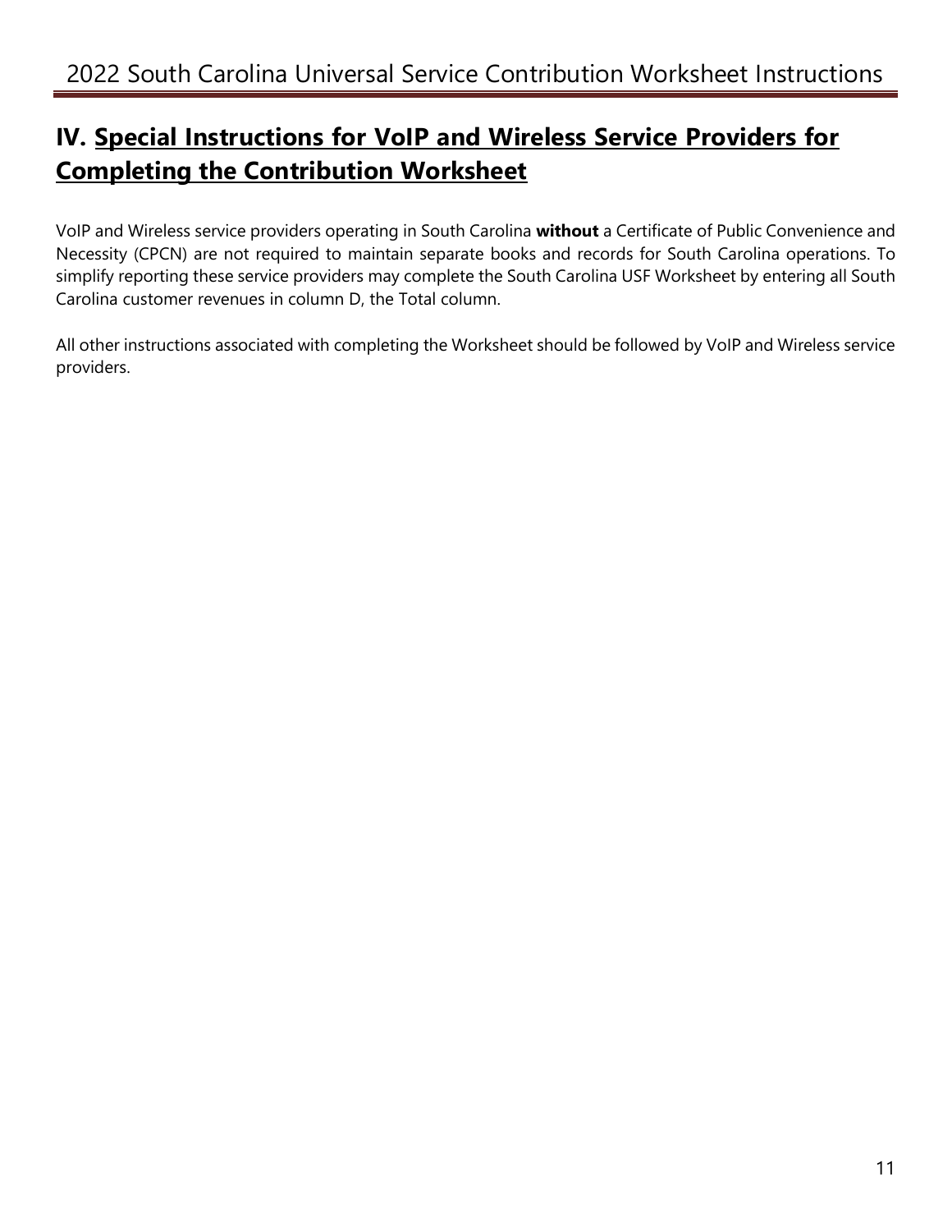## IV. Special Instructions for VoIP and Wireless Service Providers for Completing the Contribution Worksheet

VoIP and Wireless service providers operating in South Carolina **without** a Certificate of Public Convenience and Necessity (CPCN) are not required to maintain separate books and records for South Carolina operations. To simplify reporting these service providers may complete the South Carolina USF Worksheet by entering all South Carolina customer revenues in column D, the Total column.

All other instructions associated with completing the Worksheet should be followed by VoIP and Wireless service providers.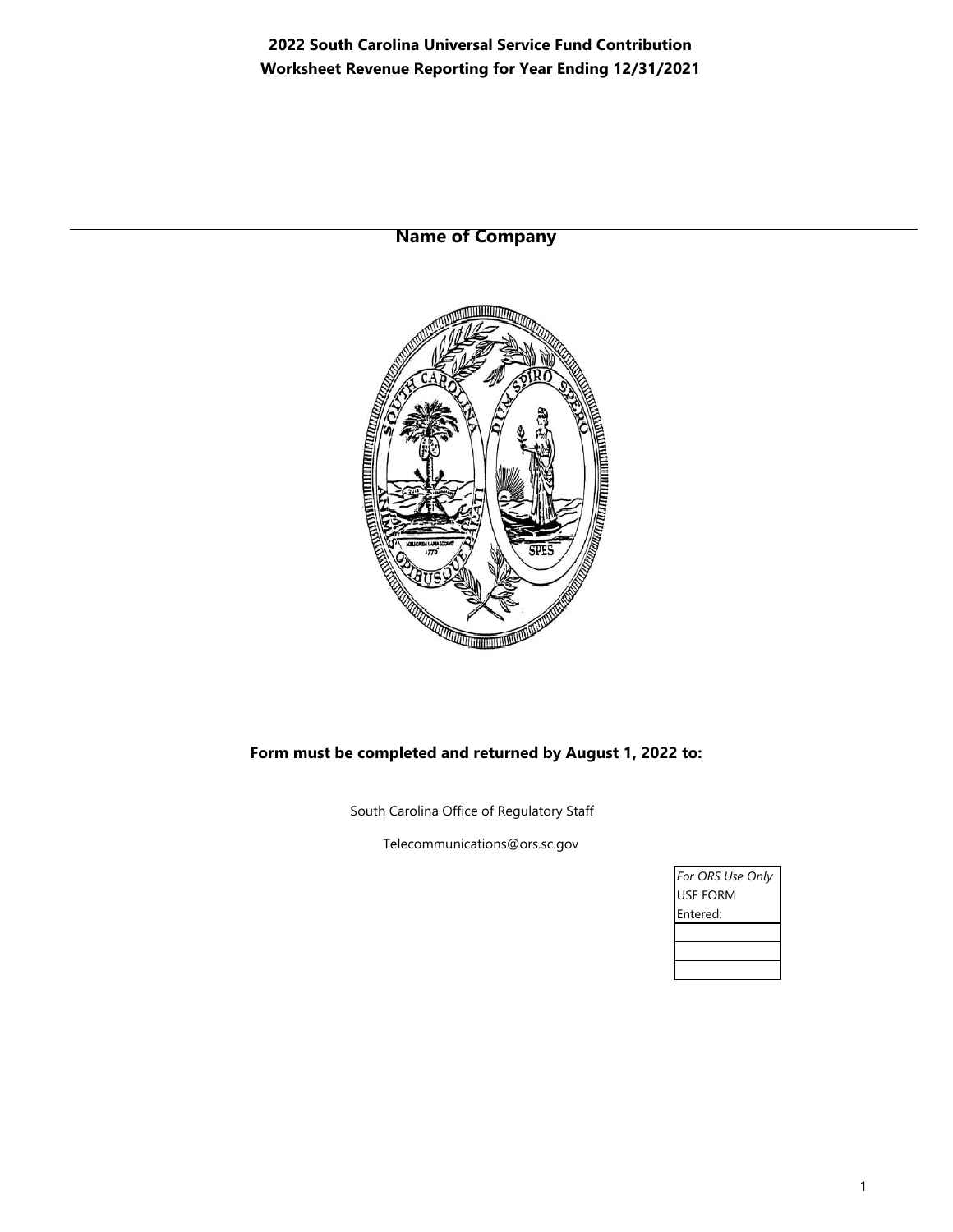# 2022 South Carolina Universal Service Fund Contribution Worksheet Revenue Reporting for Year Ending 12/31/2021

**Name of Company**

**Form must be completed and returned by August 1, 2022 to:**

South Carolina Office of Regulatory Staff

Telecommunications@ors.sc.gov

| *For ORS Use Only* USF FORM Entered: |
|---|
| |
| |
| |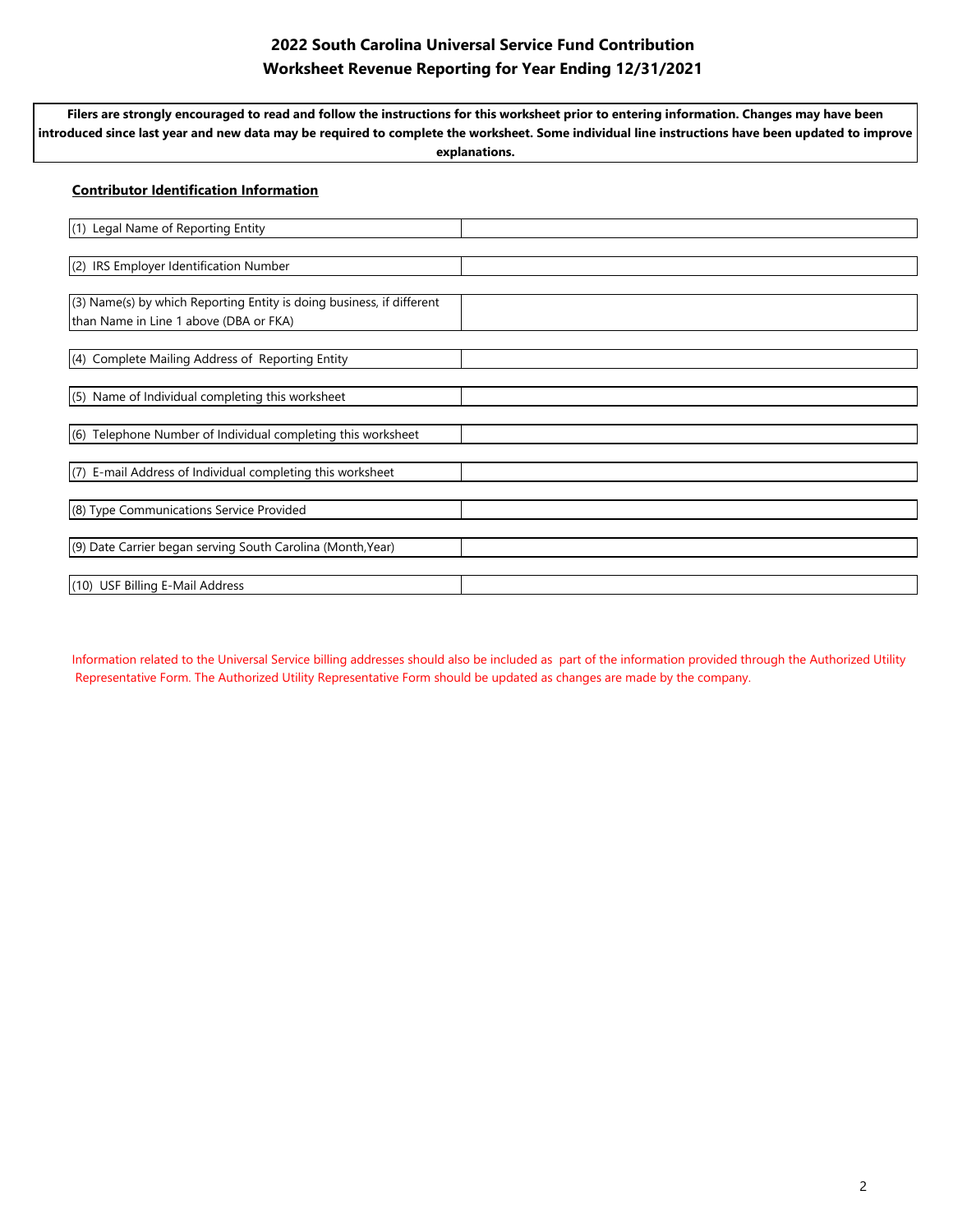# 2022 South Carolina Universal Service Fund Contribution Worksheet Revenue Reporting for Year Ending 12/31/2021

**Filers are strongly encouraged to read and follow the instructions for this worksheet prior to entering information. Changes may have been introduced since last year and new data may be required to complete the worksheet. Some individual line instructions have been updated to improve explanations.**

## Contributor Identification Information

| Field | Value |
|---|---|
| (1) Legal Name of Reporting Entity | |
| (2) IRS Employer Identification Number | |
| (3) Name(s) by which Reporting Entity is doing business, if different than Name in Line 1 above (DBA or FKA) | |
| (4) Complete Mailing Address of Reporting Entity | |
| (5) Name of Individual completing this worksheet | |
| (6) Telephone Number of Individual completing this worksheet | |
| (7) E-mail Address of Individual completing this worksheet | |
| (8) Type Communications Service Provided | |
| (9) Date Carrier began serving South Carolina (Month,Year) | |
| (10) USF Billing E-Mail Address | |

Information related to the Universal Service billing addresses should also be included as part of the information provided through the Authorized Utility Representative Form. The Authorized Utility Representative Form should be updated as changes are made by the company.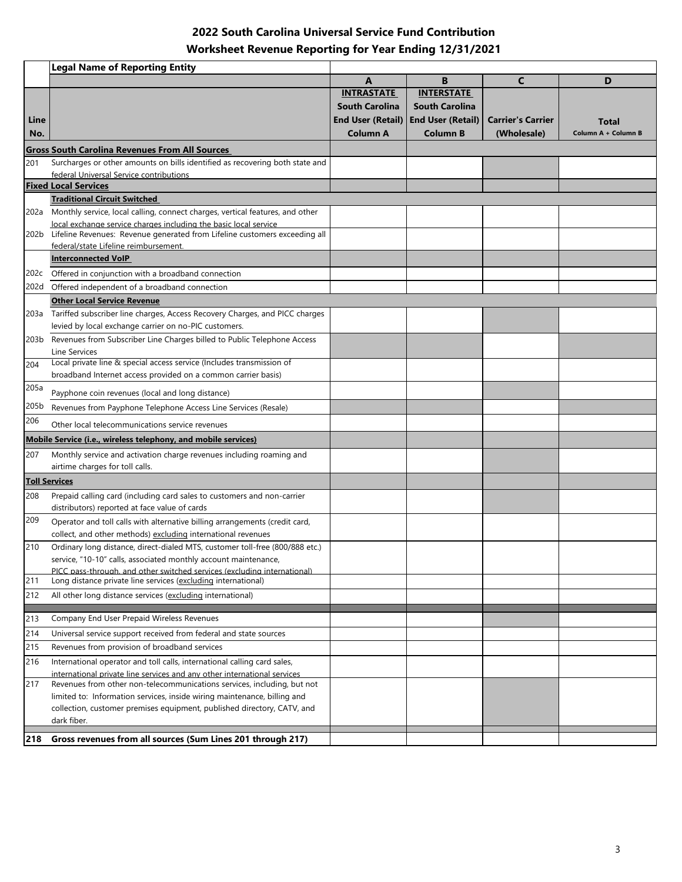# 2022 South Carolina Universal Service Fund Contribution

## Worksheet Revenue Reporting for Year Ending 12/31/2021

| Line No. | Legal Name of Reporting Entity | A<br>INTRASTATE<br>South Carolina<br>End User (Retail)<br>Column A | B<br>INTERSTATE<br>South Carolina<br>End User (Retail)<br>Column B | C<br>Carrier's Carrier<br>(Wholesale) | D<br>Total<br>Column A + Column B |
|---|---|---|---|---|---|
| | **Gross South Carolina Revenues From All Sources** | | | | |
| 201 | Surcharges or other amounts on bills identified as recovering both state and federal Universal Service contributions | | | | |
| | **Fixed Local Services** | | | | |
| | **Traditional Circuit Switched** | | | | |
| 202a | Monthly service, local calling, connect charges, vertical features, and other local exchange service charges including the basic local service | | | | |
| 202b | Lifeline Revenues: Revenue generated from Lifeline customers exceeding all federal/state Lifeline reimbursement. | | | | |
| | **Interconnected VoIP** | | | | |
| 202c | Offered in conjunction with a broadband connection | | | | |
| 202d | Offered independent of a broadband connection | | | | |
| | **Other Local Service Revenue** | | | | |
| 203a | Tariffed subscriber line charges, Access Recovery Charges, and PICC charges levied by local exchange carrier on no-PIC customers. | | | | |
| 203b | Revenues from Subscriber Line Charges billed to Public Telephone Access Line Services | | | | |
| 204 | Local private line & special access service (Includes transmission of broadband Internet access provided on a common carrier basis) | | | | |
| 205a | Payphone coin revenues (local and long distance) | | | | |
| 205b | Revenues from Payphone Telephone Access Line Services (Resale) | | | | |
| 206 | Other local telecommunications service revenues | | | | |
| | **Mobile Service (i.e., wireless telephony, and mobile services)** | | | | |
| 207 | Monthly service and activation charge revenues including roaming and airtime charges for toll calls. | | | | |
| | **Toll Services** | | | | |
| 208 | Prepaid calling card (including card sales to customers and non-carrier distributors) reported at face value of cards | | | | |
| 209 | Operator and toll calls with alternative billing arrangements (credit card, collect, and other methods) excluding international revenues | | | | |
| 210 | Ordinary long distance, direct-dialed MTS, customer toll-free (800/888 etc.) service, "10-10" calls, associated monthly account maintenance, PICC pass-through, and other switched services (excluding international) | | | | |
| 211 | Long distance private line services (excluding international) | | | | |
| 212 | All other long distance services (excluding international) | | | | |
| 213 | Company End User Prepaid Wireless Revenues | | | | |
| 214 | Universal service support received from federal and state sources | | | | |
| 215 | Revenues from provision of broadband services | | | | |
| 216 | International operator and toll calls, international calling card sales, international private line services and any other international services | | | | |
| 217 | Revenues from other non-telecommunications services, including, but not limited to: Information services, inside wiring maintenance, billing and collection, customer premises equipment, published directory, CATV, and dark fiber. | | | | |
| **218** | **Gross revenues from all sources (Sum Lines 201 through 217)** | | | | |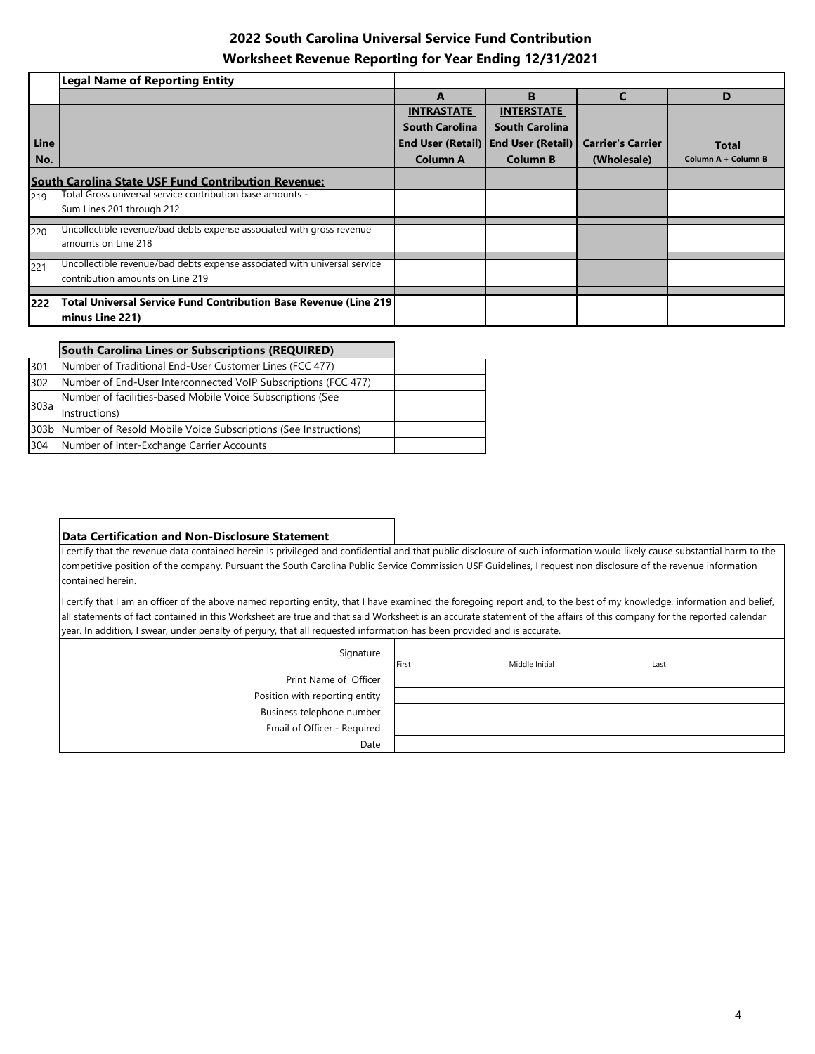# 2022 South Carolina Universal Service Fund Contribution
## Worksheet Revenue Reporting for Year Ending 12/31/2021

| | **Legal Name of Reporting Entity** | | | | |
|---|---|---|---|---|---|
| | | **A** | **B** | **C** | **D** |
| **Line No.** | | **INTRASTATE South Carolina End User (Retail) Column A** | **INTERSTATE South Carolina End User (Retail) Column B** | **Carrier's Carrier (Wholesale)** | **Total Column A + Column B** |
| | **South Carolina State USF Fund Contribution Revenue:** | | | | |
| 219 | Total Gross universal service contribution base amounts - Sum Lines 201 through 212 | | | | |
| 220 | Uncollectible revenue/bad debts expense associated with gross revenue amounts on Line 218 | | | | |
| 221 | Uncollectible revenue/bad debts expense associated with universal service contribution amounts on Line 219 | | | | |
| **222** | **Total Universal Service Fund Contribution Base Revenue (Line 219 minus Line 221)** | | | | |

| | **South Carolina Lines or Subscriptions (REQUIRED)** | |
|---|---|---|
| 301 | Number of Traditional End-User Customer Lines (FCC 477) | |
| 302 | Number of End-User Interconnected VoIP Subscriptions (FCC 477) | |
| 303a | Number of facilities-based Mobile Voice Subscriptions (See Instructions) | |
| 303b | Number of Resold Mobile Voice Subscriptions (See Instructions) | |
| 304 | Number of Inter-Exchange Carrier Accounts | |

**Data Certification and Non-Disclosure Statement**

I certify that the revenue data contained herein is privileged and confidential and that public disclosure of such information would likely cause substantial harm to the competitive position of the company. Pursuant the South Carolina Public Service Commission USF Guidelines, I request non disclosure of the revenue information contained herein.

I certify that I am an officer of the above named reporting entity, that I have examined the foregoing report and, to the best of my knowledge, information and belief, all statements of fact contained in this Worksheet are true and that said Worksheet is an accurate statement of the affairs of this company for the reported calendar year. In addition, I swear, under penalty of perjury, that all requested information has been provided and is accurate.

| | |
|---|---|
| Signature | |
| Print Name of Officer | First &nbsp;&nbsp;&nbsp; Middle Initial &nbsp;&nbsp;&nbsp; Last |
| Position with reporting entity | |
| Business telephone number | |
| Email of Officer - Required | |
| Date | |